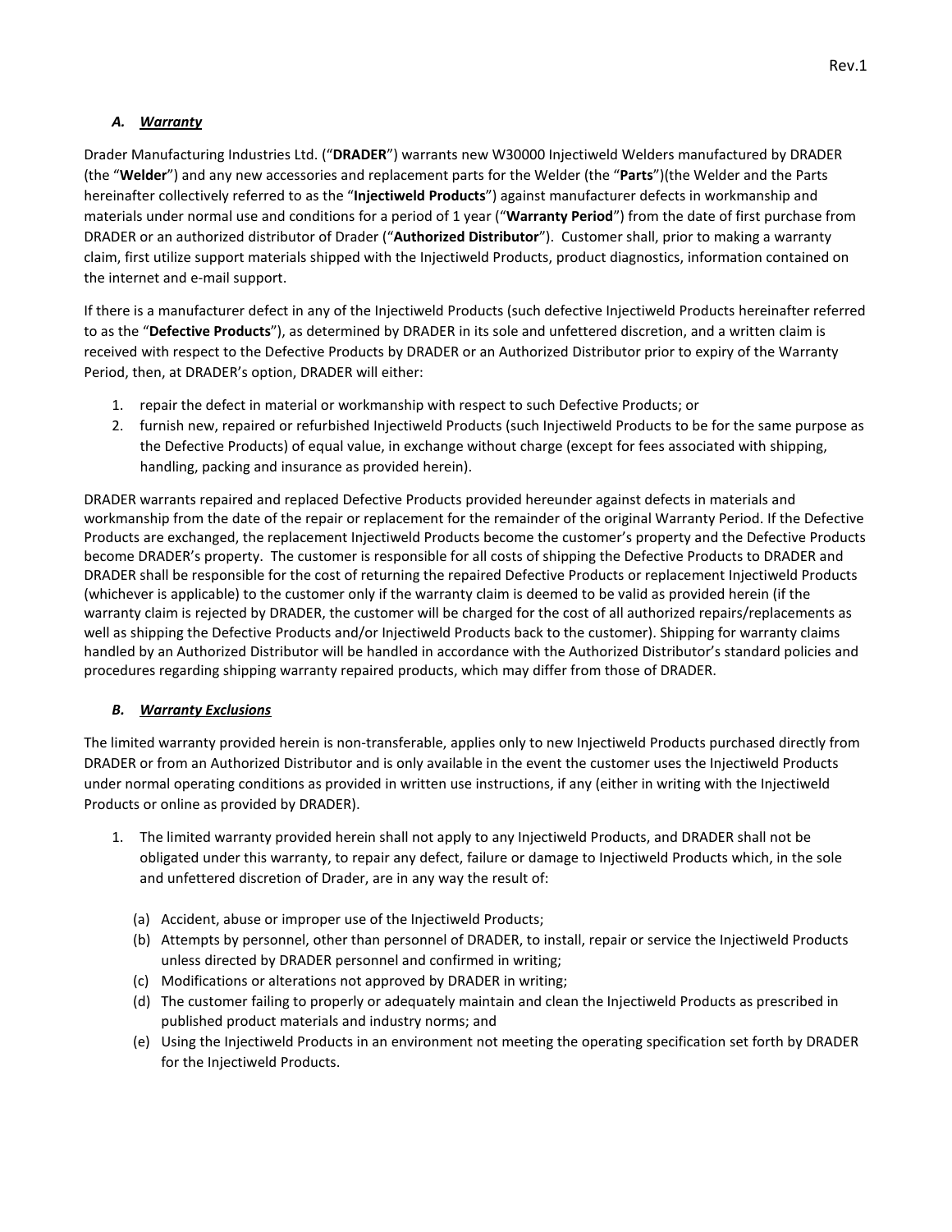### *A. Warranty*

Drader Manufacturing Industries Ltd. ("**DRADER**") warrants new W30000 Injectiweld Welders manufactured by DRADER (the "**Welder**") and any new accessories and replacement parts for the Welder (the "**Parts**")(the Welder and the Parts hereinafter collectively referred to as the "**Injectiweld Products**") against manufacturer defects in workmanship and materials under normal use and conditions for a period of 1 year ("**Warranty Period**") from the date of first purchase from DRADER or an authorized distributor of Drader ("**Authorized Distributor**"). Customer shall, prior to making a warranty claim, first utilize support materials shipped with the Injectiweld Products, product diagnostics, information contained on the internet and e-mail support.

If there is a manufacturer defect in any of the Injectiweld Products (such defective Injectiweld Products hereinafter referred to as the "**Defective Products**"), as determined by DRADER in its sole and unfettered discretion, and a written claim is received with respect to the Defective Products by DRADER or an Authorized Distributor prior to expiry of the Warranty Period, then, at DRADER's option, DRADER will either:

1. repair the defect in material or workmanship with respect to such Defective Products; or
2. furnish new, repaired or refurbished Injectiweld Products (such Injectiweld Products to be for the same purpose as the Defective Products) of equal value, in exchange without charge (except for fees associated with shipping, handling, packing and insurance as provided herein).

DRADER warrants repaired and replaced Defective Products provided hereunder against defects in materials and workmanship from the date of the repair or replacement for the remainder of the original Warranty Period. If the Defective Products are exchanged, the replacement Injectiweld Products become the customer's property and the Defective Products become DRADER's property. The customer is responsible for all costs of shipping the Defective Products to DRADER and DRADER shall be responsible for the cost of returning the repaired Defective Products or replacement Injectiweld Products (whichever is applicable) to the customer only if the warranty claim is deemed to be valid as provided herein (if the warranty claim is rejected by DRADER, the customer will be charged for the cost of all authorized repairs/replacements as well as shipping the Defective Products and/or Injectiweld Products back to the customer). Shipping for warranty claims handled by an Authorized Distributor will be handled in accordance with the Authorized Distributor's standard policies and procedures regarding shipping warranty repaired products, which may differ from those of DRADER.

### *B. Warranty Exclusions*

The limited warranty provided herein is non-transferable, applies only to new Injectiweld Products purchased directly from DRADER or from an Authorized Distributor and is only available in the event the customer uses the Injectiweld Products under normal operating conditions as provided in written use instructions, if any (either in writing with the Injectiweld Products or online as provided by DRADER).

1. The limited warranty provided herein shall not apply to any Injectiweld Products, and DRADER shall not be obligated under this warranty, to repair any defect, failure or damage to Injectiweld Products which, in the sole and unfettered discretion of Drader, are in any way the result of:

   (a) Accident, abuse or improper use of the Injectiweld Products;
   (b) Attempts by personnel, other than personnel of DRADER, to install, repair or service the Injectiweld Products unless directed by DRADER personnel and confirmed in writing;
   (c) Modifications or alterations not approved by DRADER in writing;
   (d) The customer failing to properly or adequately maintain and clean the Injectiweld Products as prescribed in published product materials and industry norms; and
   (e) Using the Injectiweld Products in an environment not meeting the operating specification set forth by DRADER for the Injectiweld Products.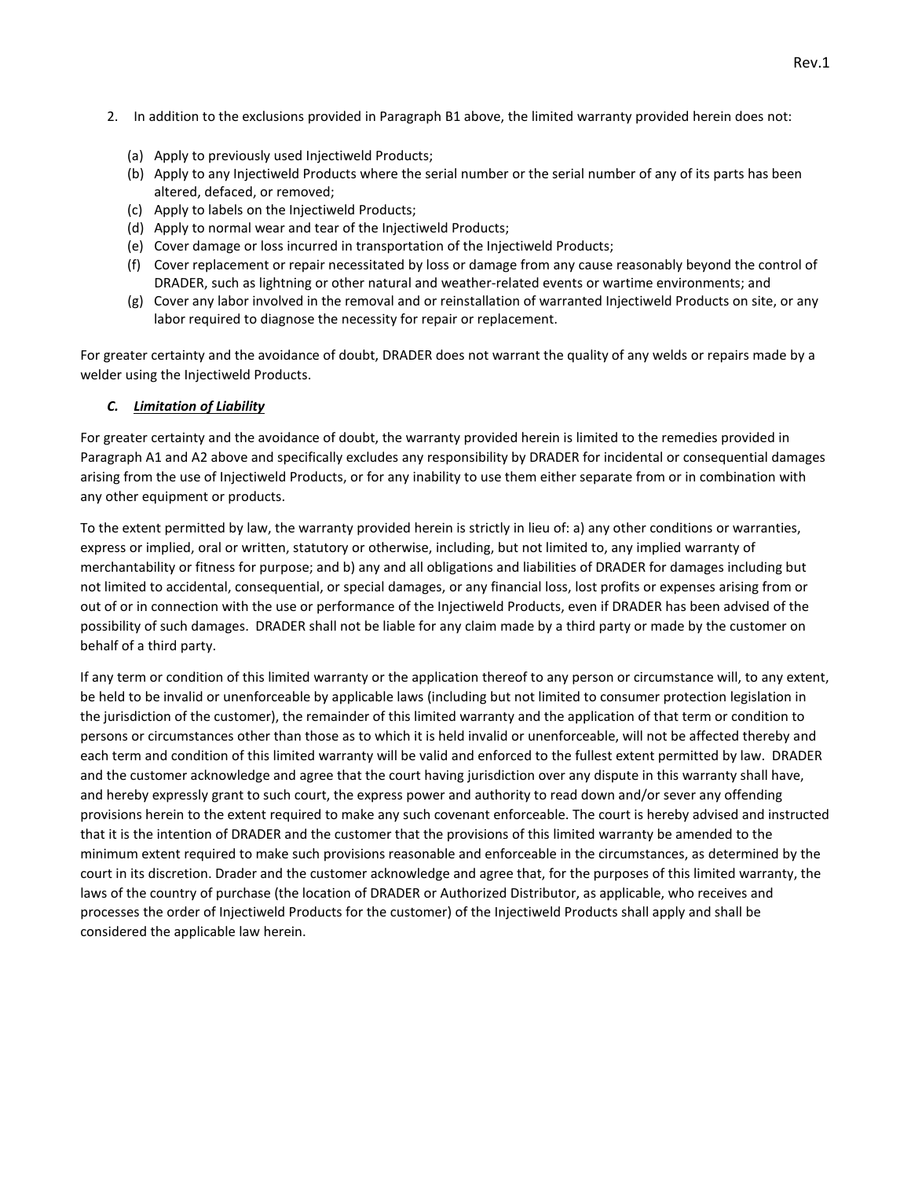2. In addition to the exclusions provided in Paragraph B1 above, the limited warranty provided herein does not:

   (a) Apply to previously used Injectiweld Products;
   (b) Apply to any Injectiweld Products where the serial number or the serial number of any of its parts has been altered, defaced, or removed;
   (c) Apply to labels on the Injectiweld Products;
   (d) Apply to normal wear and tear of the Injectiweld Products;
   (e) Cover damage or loss incurred in transportation of the Injectiweld Products;
   (f) Cover replacement or repair necessitated by loss or damage from any cause reasonably beyond the control of DRADER, such as lightning or other natural and weather-related events or wartime environments; and
   (g) Cover any labor involved in the removal and or reinstallation of warranted Injectiweld Products on site, or any labor required to diagnose the necessity for repair or replacement.

For greater certainty and the avoidance of doubt, DRADER does not warrant the quality of any welds or repairs made by a welder using the Injectiweld Products.

### *C. Limitation of Liability*

For greater certainty and the avoidance of doubt, the warranty provided herein is limited to the remedies provided in Paragraph A1 and A2 above and specifically excludes any responsibility by DRADER for incidental or consequential damages arising from the use of Injectiweld Products, or for any inability to use them either separate from or in combination with any other equipment or products.

To the extent permitted by law, the warranty provided herein is strictly in lieu of: a) any other conditions or warranties, express or implied, oral or written, statutory or otherwise, including, but not limited to, any implied warranty of merchantability or fitness for purpose; and b) any and all obligations and liabilities of DRADER for damages including but not limited to accidental, consequential, or special damages, or any financial loss, lost profits or expenses arising from or out of or in connection with the use or performance of the Injectiweld Products, even if DRADER has been advised of the possibility of such damages. DRADER shall not be liable for any claim made by a third party or made by the customer on behalf of a third party.

If any term or condition of this limited warranty or the application thereof to any person or circumstance will, to any extent, be held to be invalid or unenforceable by applicable laws (including but not limited to consumer protection legislation in the jurisdiction of the customer), the remainder of this limited warranty and the application of that term or condition to persons or circumstances other than those as to which it is held invalid or unenforceable, will not be affected thereby and each term and condition of this limited warranty will be valid and enforced to the fullest extent permitted by law. DRADER and the customer acknowledge and agree that the court having jurisdiction over any dispute in this warranty shall have, and hereby expressly grant to such court, the express power and authority to read down and/or sever any offending provisions herein to the extent required to make any such covenant enforceable. The court is hereby advised and instructed that it is the intention of DRADER and the customer that the provisions of this limited warranty be amended to the minimum extent required to make such provisions reasonable and enforceable in the circumstances, as determined by the court in its discretion. Drader and the customer acknowledge and agree that, for the purposes of this limited warranty, the laws of the country of purchase (the location of DRADER or Authorized Distributor, as applicable, who receives and processes the order of Injectiweld Products for the customer) of the Injectiweld Products shall apply and shall be considered the applicable law herein.